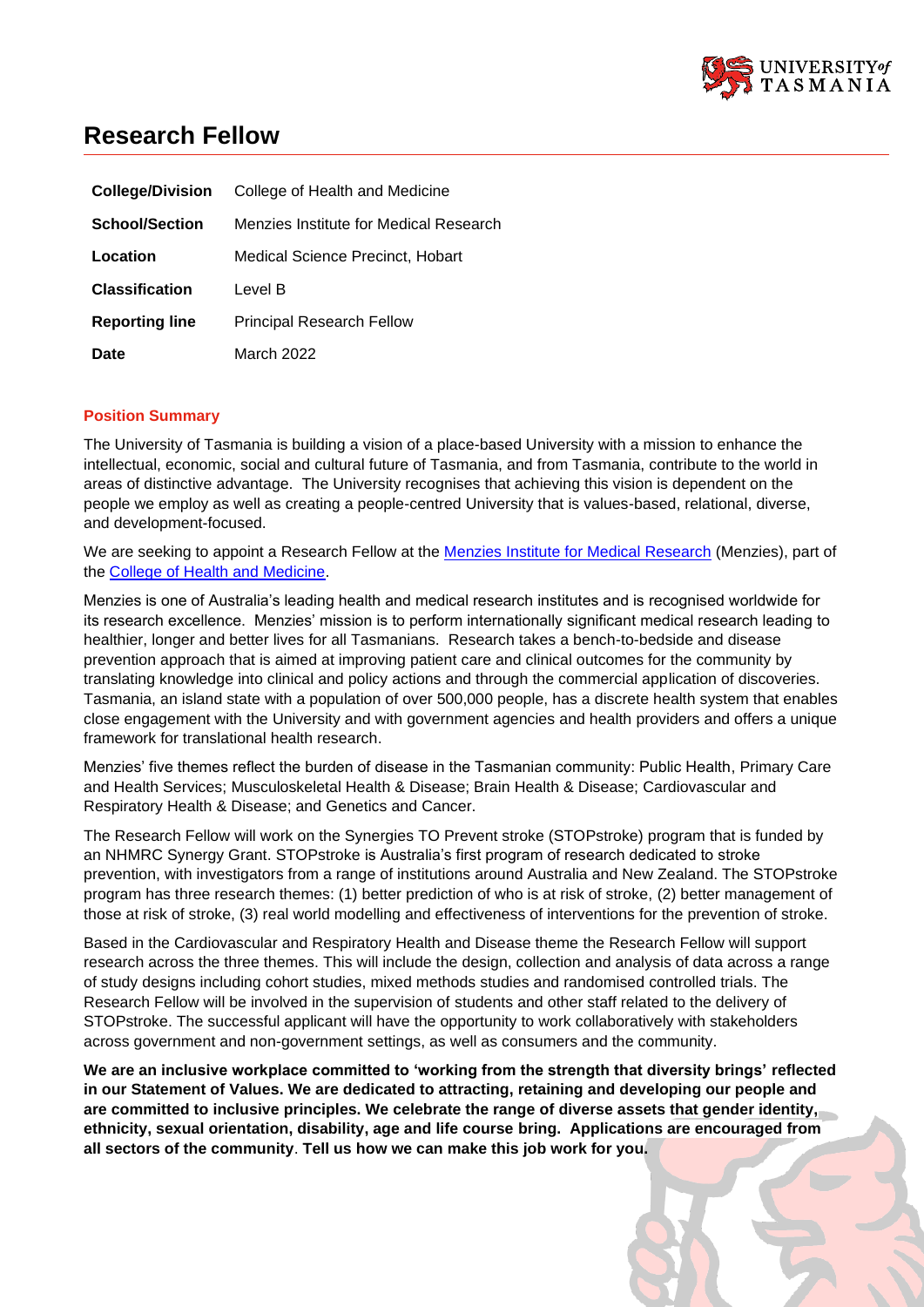# Research Fellow

| | |
|---|---|
| **College/Division** | College of Health and Medicine |
| **School/Section** | Menzies Institute for Medical Research |
| **Location** | Medical Science Precinct, Hobart |
| **Classification** | Level B |
| **Reporting line** | Principal Research Fellow |
| **Date** | March 2022 |

## Position Summary

The University of Tasmania is building a vision of a place-based University with a mission to enhance the intellectual, economic, social and cultural future of Tasmania, and from Tasmania, contribute to the world in areas of distinctive advantage. The University recognises that achieving this vision is dependent on the people we employ as well as creating a people-centred University that is values-based, relational, diverse, and development-focused.

We are seeking to appoint a Research Fellow at the Menzies Institute for Medical Research (Menzies), part of the College of Health and Medicine.

Menzies is one of Australia's leading health and medical research institutes and is recognised worldwide for its research excellence. Menzies' mission is to perform internationally significant medical research leading to healthier, longer and better lives for all Tasmanians. Research takes a bench-to-bedside and disease prevention approach that is aimed at improving patient care and clinical outcomes for the community by translating knowledge into clinical and policy actions and through the commercial application of discoveries. Tasmania, an island state with a population of over 500,000 people, has a discrete health system that enables close engagement with the University and with government agencies and health providers and offers a unique framework for translational health research.

Menzies' five themes reflect the burden of disease in the Tasmanian community: Public Health, Primary Care and Health Services; Musculoskeletal Health & Disease; Brain Health & Disease; Cardiovascular and Respiratory Health & Disease; and Genetics and Cancer.

The Research Fellow will work on the Synergies TO Prevent stroke (STOPstroke) program that is funded by an NHMRC Synergy Grant. STOPstroke is Australia's first program of research dedicated to stroke prevention, with investigators from a range of institutions around Australia and New Zealand. The STOPstroke program has three research themes: (1) better prediction of who is at risk of stroke, (2) better management of those at risk of stroke, (3) real world modelling and effectiveness of interventions for the prevention of stroke.

Based in the Cardiovascular and Respiratory Health and Disease theme the Research Fellow will support research across the three themes. This will include the design, collection and analysis of data across a range of study designs including cohort studies, mixed methods studies and randomised controlled trials. The Research Fellow will be involved in the supervision of students and other staff related to the delivery of STOPstroke. The successful applicant will have the opportunity to work collaboratively with stakeholders across government and non-government settings, as well as consumers and the community.

**We are an inclusive workplace committed to 'working from the strength that diversity brings' reflected in our Statement of Values. We are dedicated to attracting, retaining and developing our people and are committed to inclusive principles. We celebrate the range of diverse assets that gender identity, ethnicity, sexual orientation, disability, age and life course bring. Applications are encouraged from all sectors of the community**. **Tell us how we can make this job work for you.**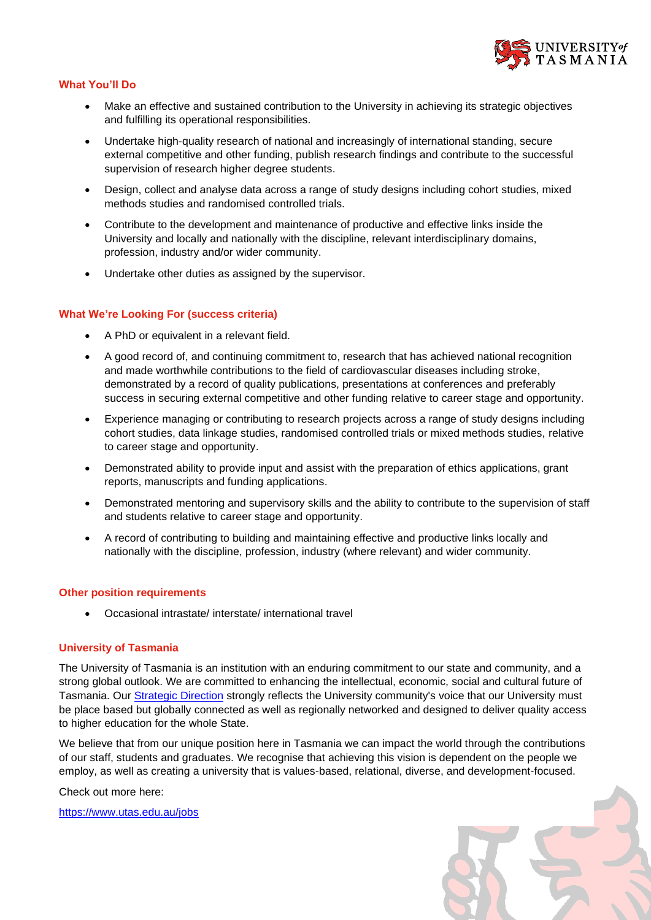## What You'll Do

- Make an effective and sustained contribution to the University in achieving its strategic objectives and fulfilling its operational responsibilities.
- Undertake high-quality research of national and increasingly of international standing, secure external competitive and other funding, publish research findings and contribute to the successful supervision of research higher degree students.
- Design, collect and analyse data across a range of study designs including cohort studies, mixed methods studies and randomised controlled trials.
- Contribute to the development and maintenance of productive and effective links inside the University and locally and nationally with the discipline, relevant interdisciplinary domains, profession, industry and/or wider community.
- Undertake other duties as assigned by the supervisor.

## What We're Looking For (success criteria)

- A PhD or equivalent in a relevant field.
- A good record of, and continuing commitment to, research that has achieved national recognition and made worthwhile contributions to the field of cardiovascular diseases including stroke, demonstrated by a record of quality publications, presentations at conferences and preferably success in securing external competitive and other funding relative to career stage and opportunity.
- Experience managing or contributing to research projects across a range of study designs including cohort studies, data linkage studies, randomised controlled trials or mixed methods studies, relative to career stage and opportunity.
- Demonstrated ability to provide input and assist with the preparation of ethics applications, grant reports, manuscripts and funding applications.
- Demonstrated mentoring and supervisory skills and the ability to contribute to the supervision of staff and students relative to career stage and opportunity.
- A record of contributing to building and maintaining effective and productive links locally and nationally with the discipline, profession, industry (where relevant) and wider community.

## Other position requirements

- Occasional intrastate/ interstate/ international travel

## University of Tasmania

The University of Tasmania is an institution with an enduring commitment to our state and community, and a strong global outlook. We are committed to enhancing the intellectual, economic, social and cultural future of Tasmania. Our Strategic Direction strongly reflects the University community's voice that our University must be place based but globally connected as well as regionally networked and designed to deliver quality access to higher education for the whole State.

We believe that from our unique position here in Tasmania we can impact the world through the contributions of our staff, students and graduates. We recognise that achieving this vision is dependent on the people we employ, as well as creating a university that is values-based, relational, diverse, and development-focused.

Check out more here:

https://www.utas.edu.au/jobs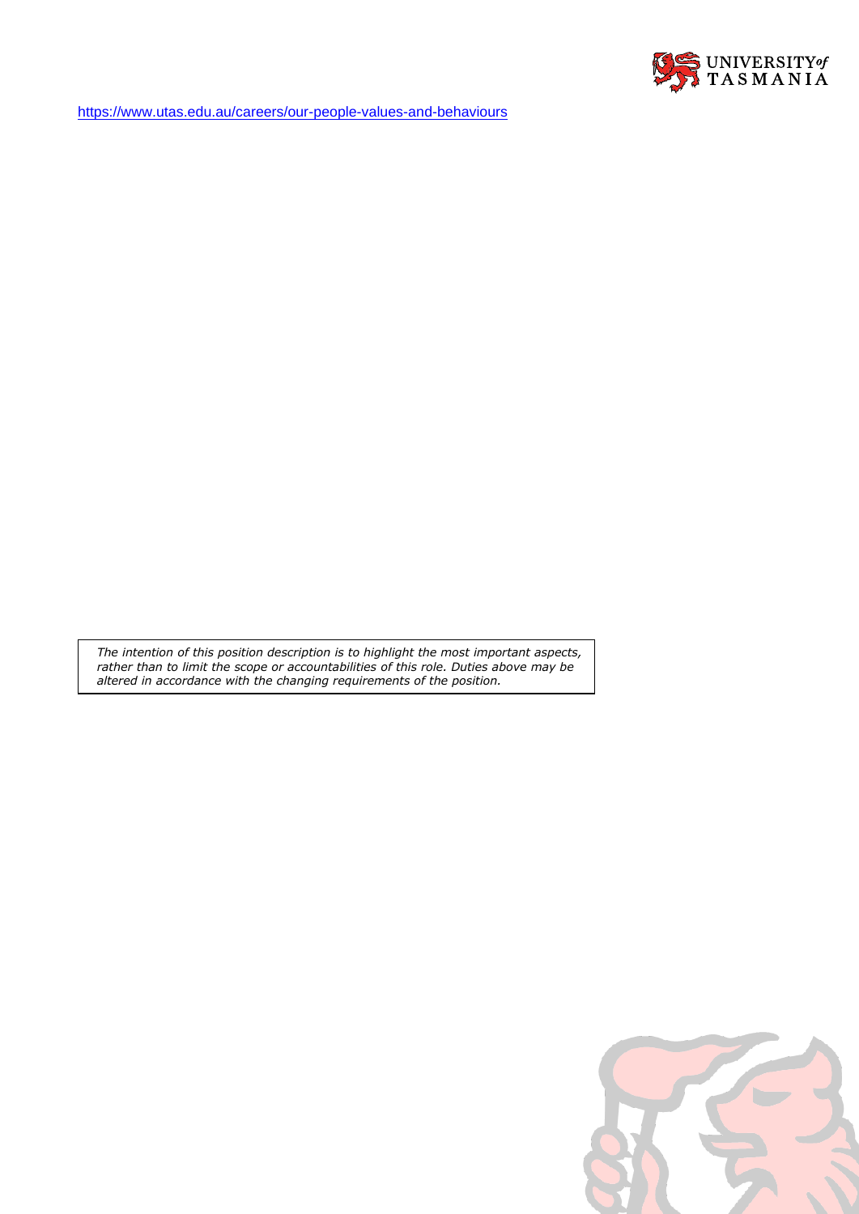https://www.utas.edu.au/careers/our-people-values-and-behaviours

*The intention of this position description is to highlight the most important aspects, rather than to limit the scope or accountabilities of this role. Duties above may be altered in accordance with the changing requirements of the position.*